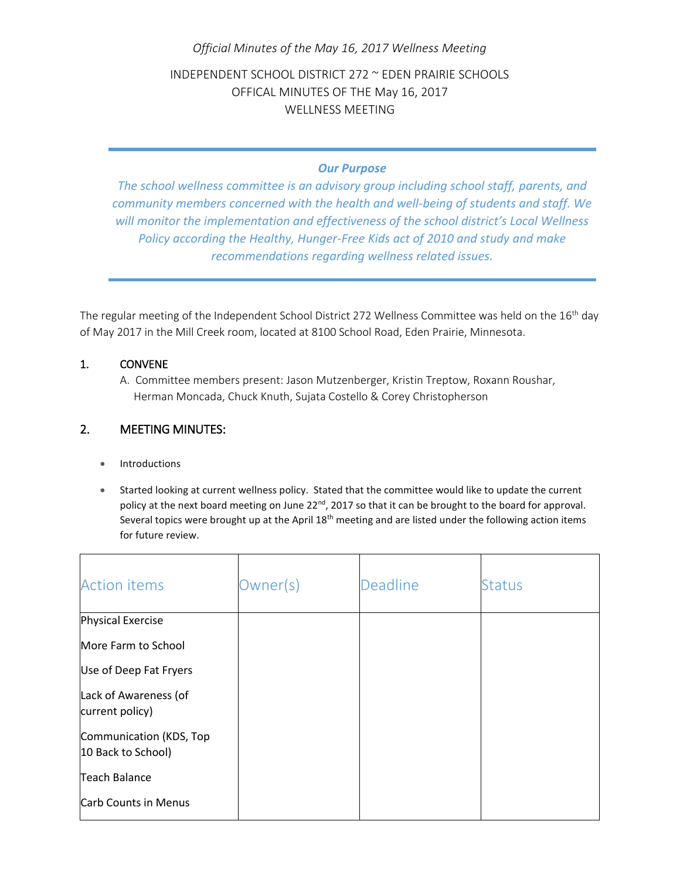*Official Minutes of the May 16, 2017 Wellness Meeting*

INDEPENDENT SCHOOL DISTRICT 272 ~ EDEN PRAIRIE SCHOOLS
OFFICAL MINUTES OF THE May 16, 2017
WELLNESS MEETING

---

***Our Purpose***

*The school wellness committee is an advisory group including school staff, parents, and community members concerned with the health and well-being of students and staff. We will monitor the implementation and effectiveness of the school district's Local Wellness Policy according the Healthy, Hunger-Free Kids act of 2010 and study and make recommendations regarding wellness related issues.*

---

The regular meeting of the Independent School District 272 Wellness Committee was held on the 16th day of May 2017 in the Mill Creek room, located at 8100 School Road, Eden Prairie, Minnesota.

## 1. CONVENE

A. Committee members present: Jason Mutzenberger, Kristin Treptow, Roxann Roushar, Herman Moncada, Chuck Knuth, Sujata Costello & Corey Christopherson

## 2. MEETING MINUTES:

- Introductions
- Started looking at current wellness policy. Stated that the committee would like to update the current policy at the next board meeting on June 22nd, 2017 so that it can be brought to the board for approval. Several topics were brought up at the April 18th meeting and are listed under the following action items for future review.

| Action items | Owner(s) | Deadline | Status |
|---|---|---|---|
| Physical Exercise | | | |
| More Farm to School | | | |
| Use of Deep Fat Fryers | | | |
| Lack of Awareness (of current policy) | | | |
| Communication (KDS, Top 10 Back to School) | | | |
| Teach Balance | | | |
| Carb Counts in Menus | | | |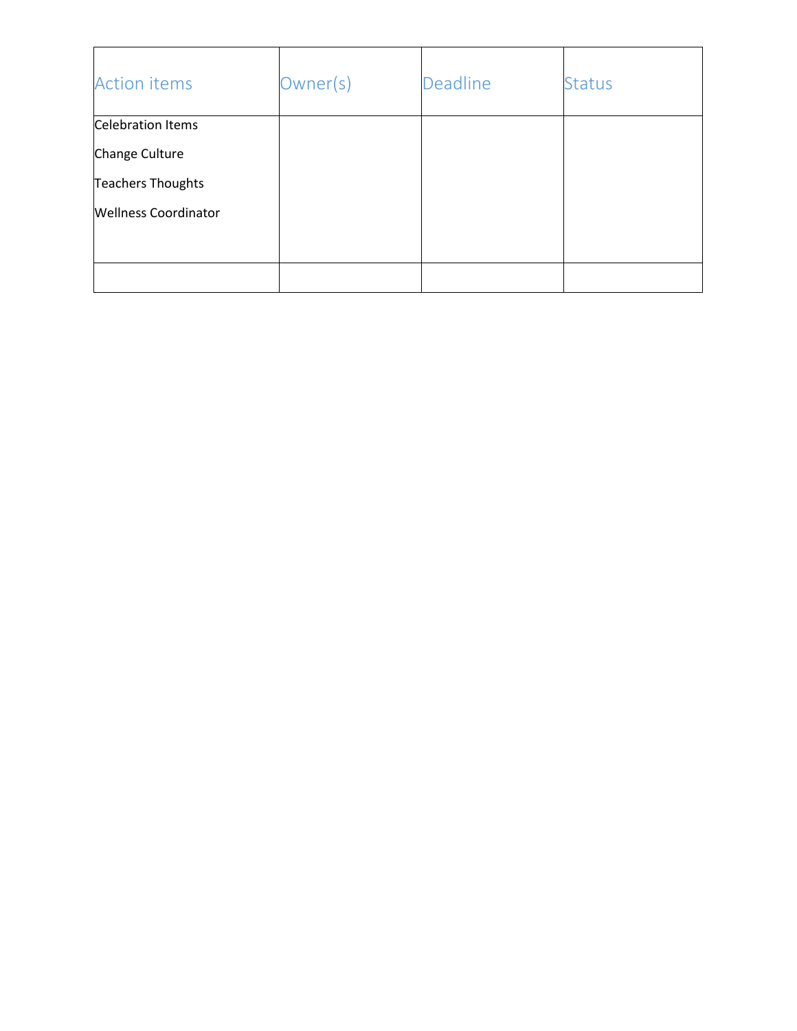| Action items | Owner(s) | Deadline | Status |
|---|---|---|---|
| Celebration Items<br>Change Culture<br>Teachers Thoughts<br>Wellness Coordinator | | | |
| | | | |